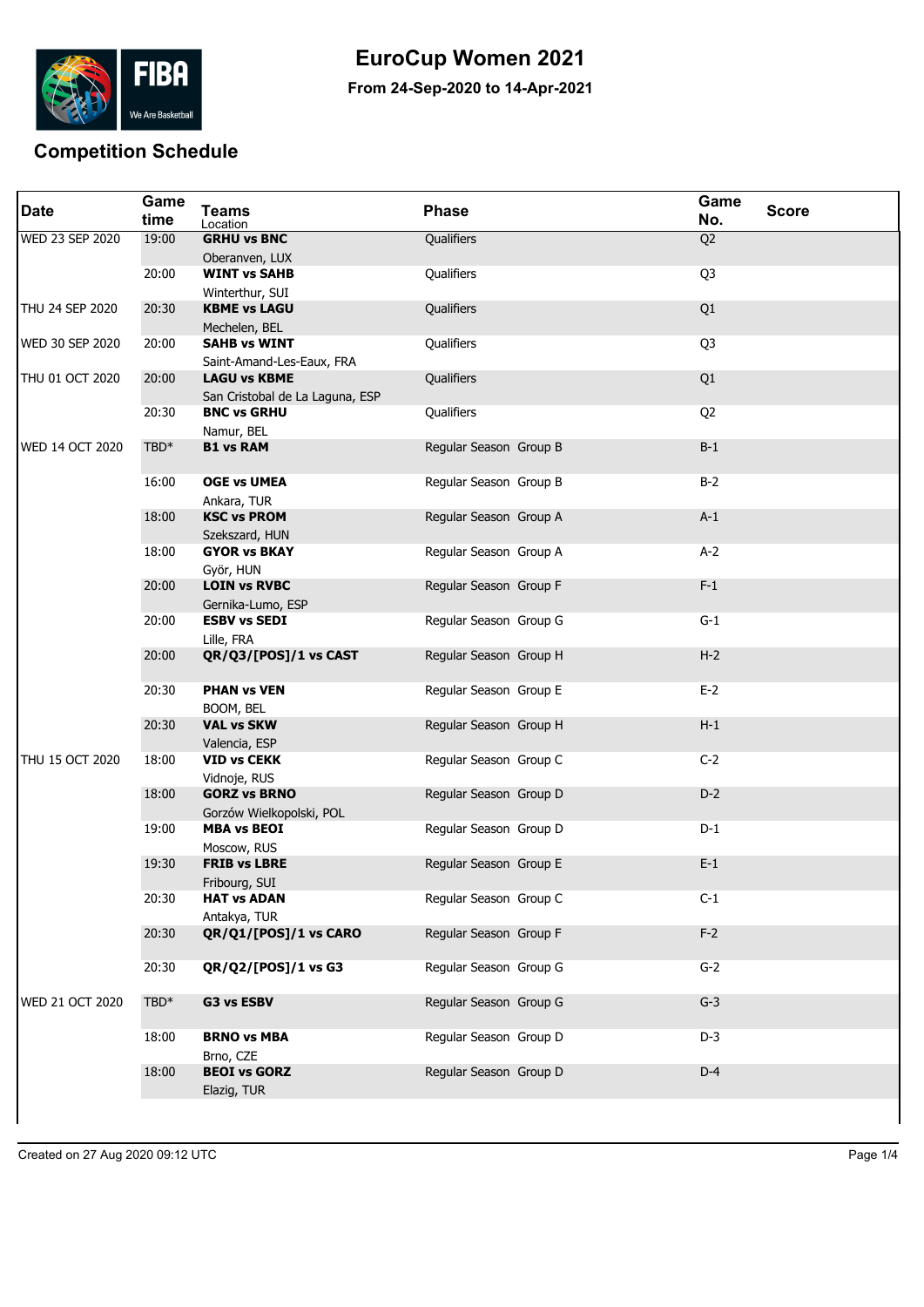# EuroCup Women 2021

**From 24-Sep-2020 to 14-Apr-2021**

## Competition Schedule

| Date | Game time | Teams / Location | Phase | Game No. | Score |
|---|---|---|---|---|---|
| WED 23 SEP 2020 | 19:00 | **GRHU vs BNC**<br>Oberanven, LUX | Qualifiers | Q2 | |
| | 20:00 | **WINT vs SAHB**<br>Winterthur, SUI | Qualifiers | Q3 | |
| THU 24 SEP 2020 | 20:30 | **KBME vs LAGU**<br>Mechelen, BEL | Qualifiers | Q1 | |
| WED 30 SEP 2020 | 20:00 | **SAHB vs WINT**<br>Saint-Amand-Les-Eaux, FRA | Qualifiers | Q3 | |
| THU 01 OCT 2020 | 20:00 | **LAGU vs KBME**<br>San Cristobal de La Laguna, ESP | Qualifiers | Q1 | |
| | 20:30 | **BNC vs GRHU**<br>Namur, BEL | Qualifiers | Q2 | |
| WED 14 OCT 2020 | TBD* | **B1 vs RAM** | Regular Season Group B | B-1 | |
| | 16:00 | **OGE vs UMEA**<br>Ankara, TUR | Regular Season Group B | B-2 | |
| | 18:00 | **KSC vs PROM**<br>Szekszard, HUN | Regular Season Group A | A-1 | |
| | 18:00 | **GYOR vs BKAY**<br>Györ, HUN | Regular Season Group A | A-2 | |
| | 20:00 | **LOIN vs RVBC**<br>Gernika-Lumo, ESP | Regular Season Group F | F-1 | |
| | 20:00 | **ESBV vs SEDI**<br>Lille, FRA | Regular Season Group G | G-1 | |
| | 20:00 | **QR/Q3/[POS]/1 vs CAST** | Regular Season Group H | H-2 | |
| | 20:30 | **PHAN vs VEN**<br>BOOM, BEL | Regular Season Group E | E-2 | |
| | 20:30 | **VAL vs SKW**<br>Valencia, ESP | Regular Season Group H | H-1 | |
| THU 15 OCT 2020 | 18:00 | **VID vs CEKK**<br>Vidnoje, RUS | Regular Season Group C | C-2 | |
| | 18:00 | **GORZ vs BRNO**<br>Gorzów Wielkopolski, POL | Regular Season Group D | D-2 | |
| | 19:00 | **MBA vs BEOI**<br>Moscow, RUS | Regular Season Group D | D-1 | |
| | 19:30 | **FRIB vs LBRE**<br>Fribourg, SUI | Regular Season Group E | E-1 | |
| | 20:30 | **HAT vs ADAN**<br>Antakya, TUR | Regular Season Group C | C-1 | |
| | 20:30 | **QR/Q1/[POS]/1 vs CARO** | Regular Season Group F | F-2 | |
| | 20:30 | **QR/Q2/[POS]/1 vs G3** | Regular Season Group G | G-2 | |
| WED 21 OCT 2020 | TBD* | **G3 vs ESBV** | Regular Season Group G | G-3 | |
| | 18:00 | **BRNO vs MBA**<br>Brno, CZE | Regular Season Group D | D-3 | |
| | 18:00 | **BEOI vs GORZ**<br>Elazig, TUR | Regular Season Group D | D-4 | |

Created on 27 Aug 2020 09:12 UTC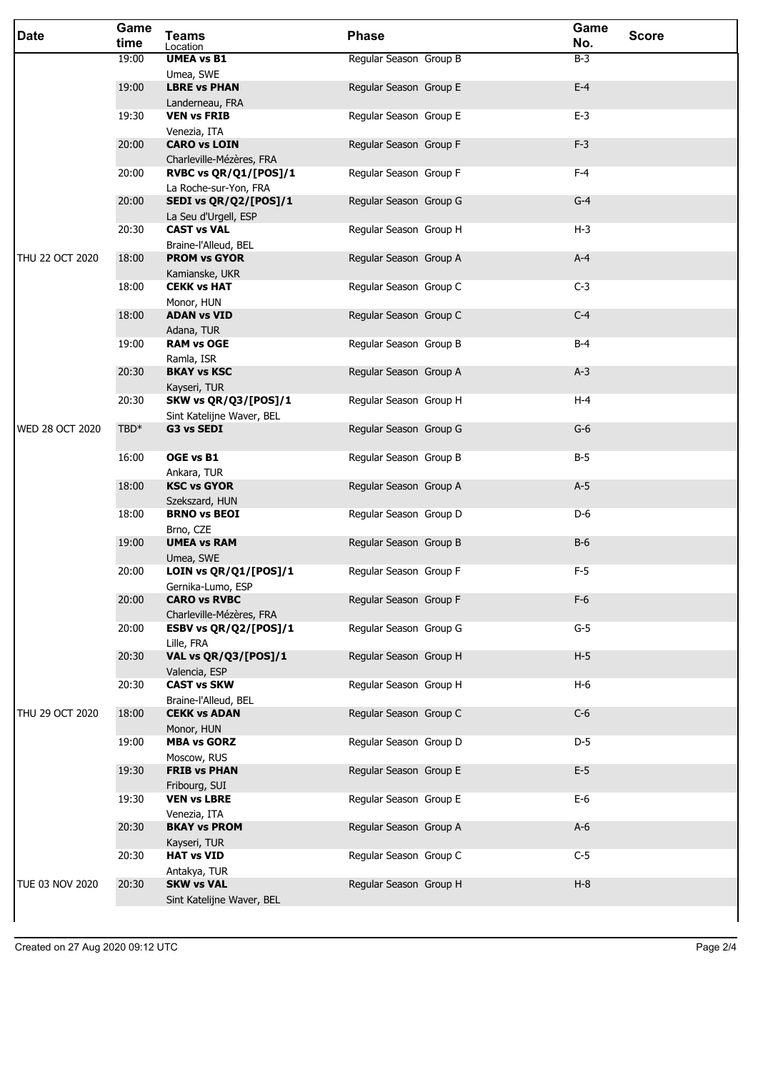| Date | Game time | Teams Location | Phase | Game No. | Score |
|---|---|---|---|---|---|
| | 19:00 | **UMEA vs B1** Umea, SWE | Regular Season Group B | B-3 | |
| | 19:00 | **LBRE vs PHAN** Landerneau, FRA | Regular Season Group E | E-4 | |
| | 19:30 | **VEN vs FRIB** Venezia, ITA | Regular Season Group E | E-3 | |
| | 20:00 | **CARO vs LOIN** Charleville-Mézières, FRA | Regular Season Group F | F-3 | |
| | 20:00 | **RVBC vs QR/Q1/[POS]/1** La Roche-sur-Yon, FRA | Regular Season Group F | F-4 | |
| | 20:00 | **SEDI vs QR/Q2/[POS]/1** La Seu d'Urgell, ESP | Regular Season Group G | G-4 | |
| | 20:30 | **CAST vs VAL** Braine-l'Alleud, BEL | Regular Season Group H | H-3 | |
| THU 22 OCT 2020 | 18:00 | **PROM vs GYOR** Kamianske, UKR | Regular Season Group A | A-4 | |
| | 18:00 | **CEKK vs HAT** Monor, HUN | Regular Season Group C | C-3 | |
| | 18:00 | **ADAN vs VID** Adana, TUR | Regular Season Group C | C-4 | |
| | 19:00 | **RAM vs OGE** Ramla, ISR | Regular Season Group B | B-4 | |
| | 20:30 | **BKAY vs KSC** Kayseri, TUR | Regular Season Group A | A-3 | |
| | 20:30 | **SKW vs QR/Q3/[POS]/1** Sint Katelijne Waver, BEL | Regular Season Group H | H-4 | |
| WED 28 OCT 2020 | TBD* | **G3 vs SEDI** | Regular Season Group G | G-6 | |
| | 16:00 | **OGE vs B1** Ankara, TUR | Regular Season Group B | B-5 | |
| | 18:00 | **KSC vs GYOR** Szekszard, HUN | Regular Season Group A | A-5 | |
| | 18:00 | **BRNO vs BEOI** Brno, CZE | Regular Season Group D | D-6 | |
| | 19:00 | **UMEA vs RAM** Umea, SWE | Regular Season Group B | B-6 | |
| | 20:00 | **LOIN vs QR/Q1/[POS]/1** Gernika-Lumo, ESP | Regular Season Group F | F-5 | |
| | 20:00 | **CARO vs RVBC** Charleville-Mézières, FRA | Regular Season Group F | F-6 | |
| | 20:00 | **ESBV vs QR/Q2/[POS]/1** Lille, FRA | Regular Season Group G | G-5 | |
| | 20:30 | **VAL vs QR/Q3/[POS]/1** Valencia, ESP | Regular Season Group H | H-5 | |
| | 20:30 | **CAST vs SKW** Braine-l'Alleud, BEL | Regular Season Group H | H-6 | |
| THU 29 OCT 2020 | 18:00 | **CEKK vs ADAN** Monor, HUN | Regular Season Group C | C-6 | |
| | 19:00 | **MBA vs GORZ** Moscow, RUS | Regular Season Group D | D-5 | |
| | 19:30 | **FRIB vs PHAN** Fribourg, SUI | Regular Season Group E | E-5 | |
| | 19:30 | **VEN vs LBRE** Venezia, ITA | Regular Season Group E | E-6 | |
| | 20:30 | **BKAY vs PROM** Kayseri, TUR | Regular Season Group A | A-6 | |
| | 20:30 | **HAT vs VID** Antakya, TUR | Regular Season Group C | C-5 | |
| TUE 03 NOV 2020 | 20:30 | **SKW vs VAL** Sint Katelijne Waver, BEL | Regular Season Group H | H-8 | |

Created on 27 Aug 2020 09:12 UTC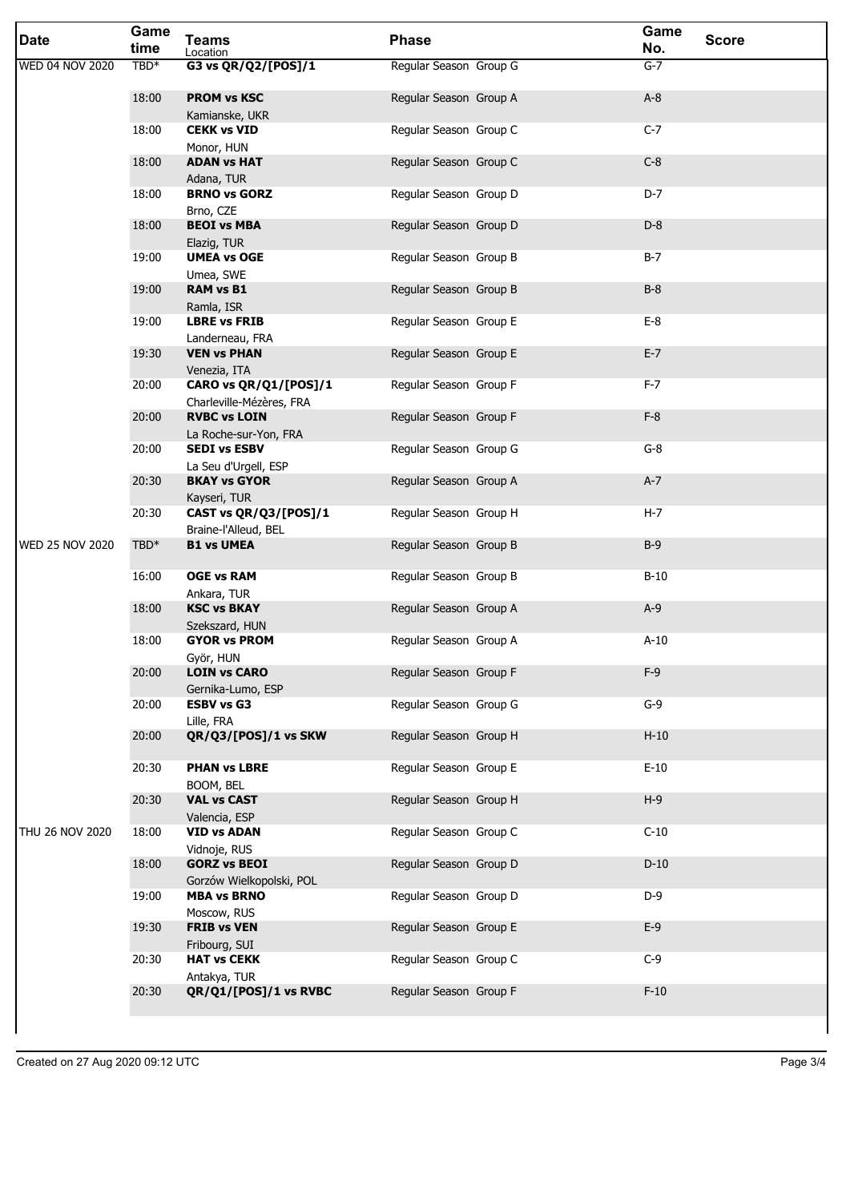| Date | Game time | Teams / Location | Phase | Game No. | Score |
|---|---|---|---|---|---|
| WED 04 NOV 2020 | TBD* | **G3 vs QR/Q2/[POS]/1** | Regular Season Group G | G-7 | |
| | 18:00 | **PROM vs KSC**<br>Kamianske, UKR | Regular Season Group A | A-8 | |
| | 18:00 | **CEKK vs VID**<br>Monor, HUN | Regular Season Group C | C-7 | |
| | 18:00 | **ADAN vs HAT**<br>Adana, TUR | Regular Season Group C | C-8 | |
| | 18:00 | **BRNO vs GORZ**<br>Brno, CZE | Regular Season Group D | D-7 | |
| | 18:00 | **BEOI vs MBA**<br>Elazig, TUR | Regular Season Group D | D-8 | |
| | 19:00 | **UMEA vs OGE**<br>Umea, SWE | Regular Season Group B | B-7 | |
| | 19:00 | **RAM vs B1**<br>Ramla, ISR | Regular Season Group B | B-8 | |
| | 19:00 | **LBRE vs FRIB**<br>Landerneau, FRA | Regular Season Group E | E-8 | |
| | 19:30 | **VEN vs PHAN**<br>Venezia, ITA | Regular Season Group E | E-7 | |
| | 20:00 | **CARO vs QR/Q1/[POS]/1**<br>Charleville-Mézères, FRA | Regular Season Group F | F-7 | |
| | 20:00 | **RVBC vs LOIN**<br>La Roche-sur-Yon, FRA | Regular Season Group F | F-8 | |
| | 20:00 | **SEDI vs ESBV**<br>La Seu d'Urgell, ESP | Regular Season Group G | G-8 | |
| | 20:30 | **BKAY vs GYOR**<br>Kayseri, TUR | Regular Season Group A | A-7 | |
| | 20:30 | **CAST vs QR/Q3/[POS]/1**<br>Braine-l'Alleud, BEL | Regular Season Group H | H-7 | |
| WED 25 NOV 2020 | TBD* | **B1 vs UMEA** | Regular Season Group B | B-9 | |
| | 16:00 | **OGE vs RAM**<br>Ankara, TUR | Regular Season Group B | B-10 | |
| | 18:00 | **KSC vs BKAY**<br>Szekszard, HUN | Regular Season Group A | A-9 | |
| | 18:00 | **GYOR vs PROM**<br>Györ, HUN | Regular Season Group A | A-10 | |
| | 20:00 | **LOIN vs CARO**<br>Gernika-Lumo, ESP | Regular Season Group F | F-9 | |
| | 20:00 | **ESBV vs G3**<br>Lille, FRA | Regular Season Group G | G-9 | |
| | 20:00 | **QR/Q3/[POS]/1 vs SKW** | Regular Season Group H | H-10 | |
| | 20:30 | **PHAN vs LBRE**<br>BOOM, BEL | Regular Season Group E | E-10 | |
| | 20:30 | **VAL vs CAST**<br>Valencia, ESP | Regular Season Group H | H-9 | |
| THU 26 NOV 2020 | 18:00 | **VID vs ADAN**<br>Vidnoje, RUS | Regular Season Group C | C-10 | |
| | 18:00 | **GORZ vs BEOI**<br>Gorzów Wielkopolski, POL | Regular Season Group D | D-10 | |
| | 19:00 | **MBA vs BRNO**<br>Moscow, RUS | Regular Season Group D | D-9 | |
| | 19:30 | **FRIB vs VEN**<br>Fribourg, SUI | Regular Season Group E | E-9 | |
| | 20:30 | **HAT vs CEKK**<br>Antakya, TUR | Regular Season Group C | C-9 | |
| | 20:30 | **QR/Q1/[POS]/1 vs RVBC** | Regular Season Group F | F-10 | |

Created on 27 Aug 2020 09:12 UTC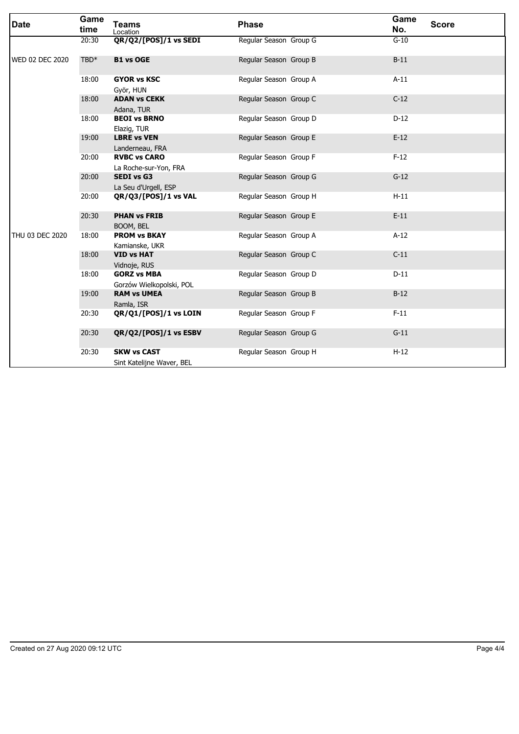| Date | Game time | Teams<br>Location | Phase | Game No. | Score |
|---|---|---|---|---|---|
| | 20:30 | **QR/Q2/[POS]/1 vs SEDI** | Regular Season Group G | G-10 | |
| WED 02 DEC 2020 | TBD* | **B1 vs OGE** | Regular Season Group B | B-11 | |
| | 18:00 | **GYOR vs KSC**<br>Györ, HUN | Regular Season Group A | A-11 | |
| | 18:00 | **ADAN vs CEKK**<br>Adana, TUR | Regular Season Group C | C-12 | |
| | 18:00 | **BEOI vs BRNO**<br>Elazig, TUR | Regular Season Group D | D-12 | |
| | 19:00 | **LBRE vs VEN**<br>Landerneau, FRA | Regular Season Group E | E-12 | |
| | 20:00 | **RVBC vs CARO**<br>La Roche-sur-Yon, FRA | Regular Season Group F | F-12 | |
| | 20:00 | **SEDI vs G3**<br>La Seu d'Urgell, ESP | Regular Season Group G | G-12 | |
| | 20:00 | **QR/Q3/[POS]/1 vs VAL** | Regular Season Group H | H-11 | |
| | 20:30 | **PHAN vs FRIB**<br>BOOM, BEL | Regular Season Group E | E-11 | |
| THU 03 DEC 2020 | 18:00 | **PROM vs BKAY**<br>Kamianske, UKR | Regular Season Group A | A-12 | |
| | 18:00 | **VID vs HAT**<br>Vidnoje, RUS | Regular Season Group C | C-11 | |
| | 18:00 | **GORZ vs MBA**<br>Gorzów Wielkopolski, POL | Regular Season Group D | D-11 | |
| | 19:00 | **RAM vs UMEA**<br>Ramla, ISR | Regular Season Group B | B-12 | |
| | 20:30 | **QR/Q1/[POS]/1 vs LOIN** | Regular Season Group F | F-11 | |
| | 20:30 | **QR/Q2/[POS]/1 vs ESBV** | Regular Season Group G | G-11 | |
| | 20:30 | **SKW vs CAST**<br>Sint Katelijne Waver, BEL | Regular Season Group H | H-12 | |

Created on 27 Aug 2020 09:12 UTC